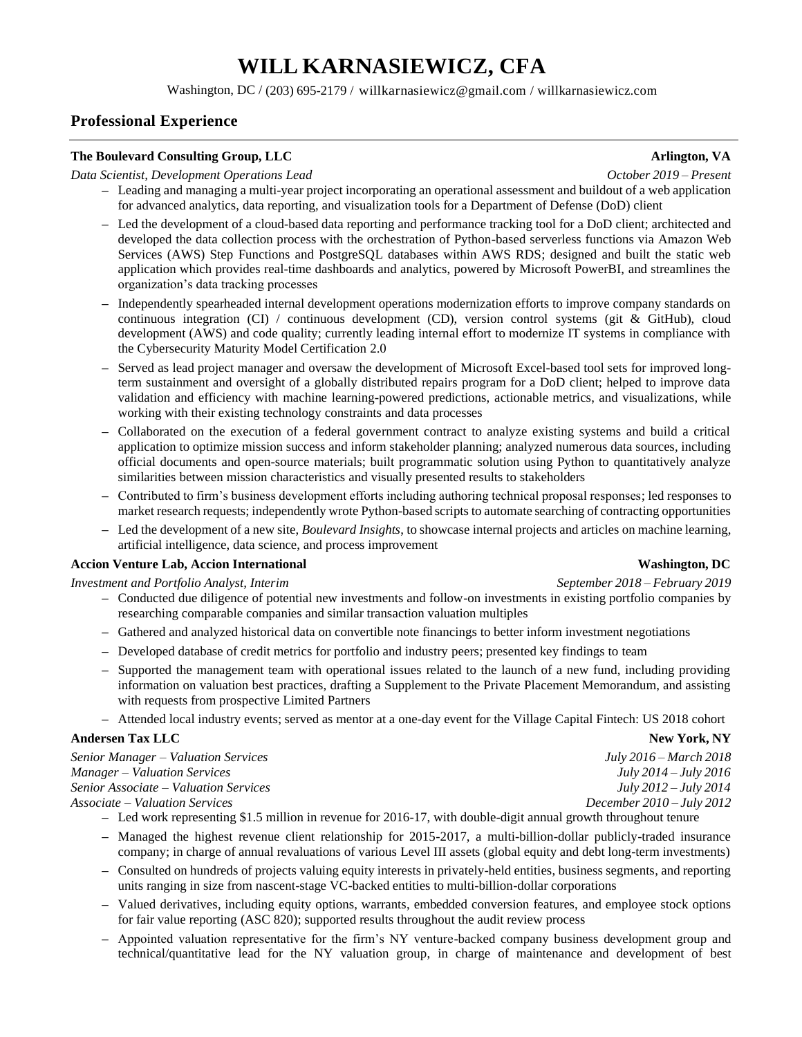# WILL KARNASIEWICZ, CFA

Washington, DC / (203) 695-2179 / willkarnasiewicz@gmail.com / willkarnasiewicz.com

## Professional Experience

**The Boulevard Consulting Group, LLC** — **Arlington, VA**

*Data Scientist, Development Operations Lead* — *October 2019 – Present*

- Leading and managing a multi-year project incorporating an operational assessment and buildout of a web application for advanced analytics, data reporting, and visualization tools for a Department of Defense (DoD) client
- Led the development of a cloud-based data reporting and performance tracking tool for a DoD client; architected and developed the data collection process with the orchestration of Python-based serverless functions via Amazon Web Services (AWS) Step Functions and PostgreSQL databases within AWS RDS; designed and built the static web application which provides real-time dashboards and analytics, powered by Microsoft PowerBI, and streamlines the organization's data tracking processes
- Independently spearheaded internal development operations modernization efforts to improve company standards on continuous integration (CI) / continuous development (CD), version control systems (git & GitHub), cloud development (AWS) and code quality; currently leading internal effort to modernize IT systems in compliance with the Cybersecurity Maturity Model Certification 2.0
- Served as lead project manager and oversaw the development of Microsoft Excel-based tool sets for improved long-term sustainment and oversight of a globally distributed repairs program for a DoD client; helped to improve data validation and efficiency with machine learning-powered predictions, actionable metrics, and visualizations, while working with their existing technology constraints and data processes
- Collaborated on the execution of a federal government contract to analyze existing systems and build a critical application to optimize mission success and inform stakeholder planning; analyzed numerous data sources, including official documents and open-source materials; built programmatic solution using Python to quantitatively analyze similarities between mission characteristics and visually presented results to stakeholders
- Contributed to firm's business development efforts including authoring technical proposal responses; led responses to market research requests; independently wrote Python-based scripts to automate searching of contracting opportunities
- Led the development of a new site, *Boulevard Insights*, to showcase internal projects and articles on machine learning, artificial intelligence, data science, and process improvement

**Accion Venture Lab, Accion International** — **Washington, DC**

*Investment and Portfolio Analyst, Interim* — *September 2018 – February 2019*

- Conducted due diligence of potential new investments and follow-on investments in existing portfolio companies by researching comparable companies and similar transaction valuation multiples
- Gathered and analyzed historical data on convertible note financings to better inform investment negotiations
- Developed database of credit metrics for portfolio and industry peers; presented key findings to team
- Supported the management team with operational issues related to the launch of a new fund, including providing information on valuation best practices, drafting a Supplement to the Private Placement Memorandum, and assisting with requests from prospective Limited Partners
- Attended local industry events; served as mentor at a one-day event for the Village Capital Fintech: US 2018 cohort

**Andersen Tax LLC** — **New York, NY**

*Senior Manager – Valuation Services* — *July 2016 – March 2018*
*Manager – Valuation Services* — *July 2014 – July 2016*
*Senior Associate – Valuation Services* — *July 2012 – July 2014*
*Associate – Valuation Services* — *December 2010 – July 2012*

- Led work representing $1.5 million in revenue for 2016-17, with double-digit annual growth throughout tenure
- Managed the highest revenue client relationship for 2015-2017, a multi-billion-dollar publicly-traded insurance company; in charge of annual revaluations of various Level III assets (global equity and debt long-term investments)
- Consulted on hundreds of projects valuing equity interests in privately-held entities, business segments, and reporting units ranging in size from nascent-stage VC-backed entities to multi-billion-dollar corporations
- Valued derivatives, including equity options, warrants, embedded conversion features, and employee stock options for fair value reporting (ASC 820); supported results throughout the audit review process
- Appointed valuation representative for the firm's NY venture-backed company business development group and technical/quantitative lead for the NY valuation group, in charge of maintenance and development of best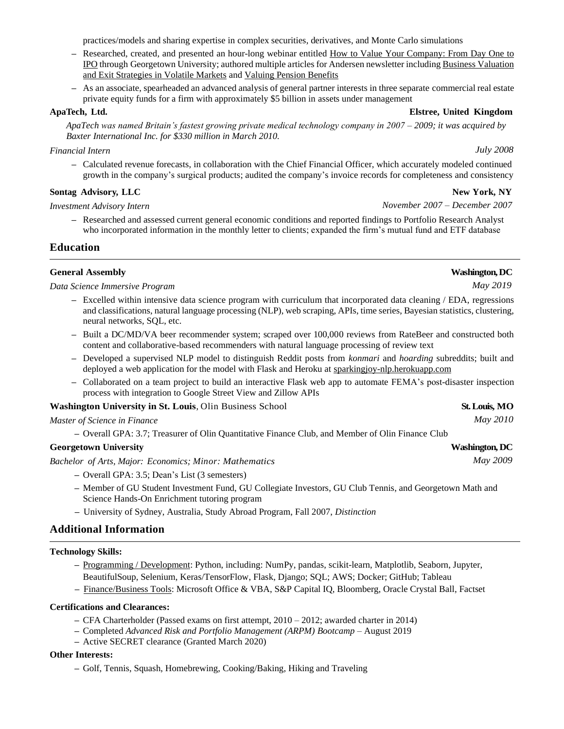practices/models and sharing expertise in complex securities, derivatives, and Monte Carlo simulations

- Researched, created, and presented an hour-long webinar entitled How to Value Your Company: From Day One to IPO through Georgetown University; authored multiple articles for Andersen newsletter including Business Valuation and Exit Strategies in Volatile Markets and Valuing Pension Benefits
- As an associate, spearheaded an advanced analysis of general partner interests in three separate commercial real estate private equity funds for a firm with approximately $5 billion in assets under management

**ApaTech, Ltd.** **Elstree, United Kingdom**

*ApaTech was named Britain's fastest growing private medical technology company in 2007 – 2009; it was acquired by Baxter International Inc. for $330 million in March 2010.*

*Financial Intern* *July 2008*

- Calculated revenue forecasts, in collaboration with the Chief Financial Officer, which accurately modeled continued growth in the company's surgical products; audited the company's invoice records for completeness and consistency

**Sontag Advisory, LLC** **New York, NY**

*Investment Advisory Intern* *November 2007 – December 2007*

- Researched and assessed current general economic conditions and reported findings to Portfolio Research Analyst who incorporated information in the monthly letter to clients; expanded the firm's mutual fund and ETF database

## Education

**General Assembly** **Washington, DC**

*Data Science Immersive Program* *May 2019*

- Excelled within intensive data science program with curriculum that incorporated data cleaning / EDA, regressions and classifications, natural language processing (NLP), web scraping, APIs, time series, Bayesian statistics, clustering, neural networks, SQL, etc.
- Built a DC/MD/VA beer recommender system; scraped over 100,000 reviews from RateBeer and constructed both content and collaborative-based recommenders with natural language processing of review text
- Developed a supervised NLP model to distinguish Reddit posts from *konmari* and *hoarding* subreddits; built and deployed a web application for the model with Flask and Heroku at sparkingjoy-nlp.herokuapp.com
- Collaborated on a team project to build an interactive Flask web app to automate FEMA's post-disaster inspection process with integration to Google Street View and Zillow APIs

**Washington University in St. Louis**, Olin Business School **St. Louis, MO**

*Master of Science in Finance* *May 2010*

- Overall GPA: 3.7; Treasurer of Olin Quantitative Finance Club, and Member of Olin Finance Club

**Georgetown University** **Washington, DC**

*Bachelor of Arts, Major: Economics; Minor: Mathematics* *May 2009*

- Overall GPA: 3.5; Dean's List (3 semesters)
- Member of GU Student Investment Fund, GU Collegiate Investors, GU Club Tennis, and Georgetown Math and Science Hands-On Enrichment tutoring program
- University of Sydney, Australia, Study Abroad Program, Fall 2007, *Distinction*

## Additional Information

**Technology Skills:**

- Programming / Development: Python, including: NumPy, pandas, scikit-learn, Matplotlib, Seaborn, Jupyter, BeautifulSoup, Selenium, Keras/TensorFlow, Flask, Django; SQL; AWS; Docker; GitHub; Tableau
- Finance/Business Tools: Microsoft Office & VBA, S&P Capital IQ, Bloomberg, Oracle Crystal Ball, Factset

**Certifications and Clearances:**

- CFA Charterholder (Passed exams on first attempt, 2010 – 2012; awarded charter in 2014)
- Completed *Advanced Risk and Portfolio Management (ARPM) Bootcamp* – August 2019
- Active SECRET clearance (Granted March 2020)

**Other Interests:**

- Golf, Tennis, Squash, Homebrewing, Cooking/Baking, Hiking and Traveling